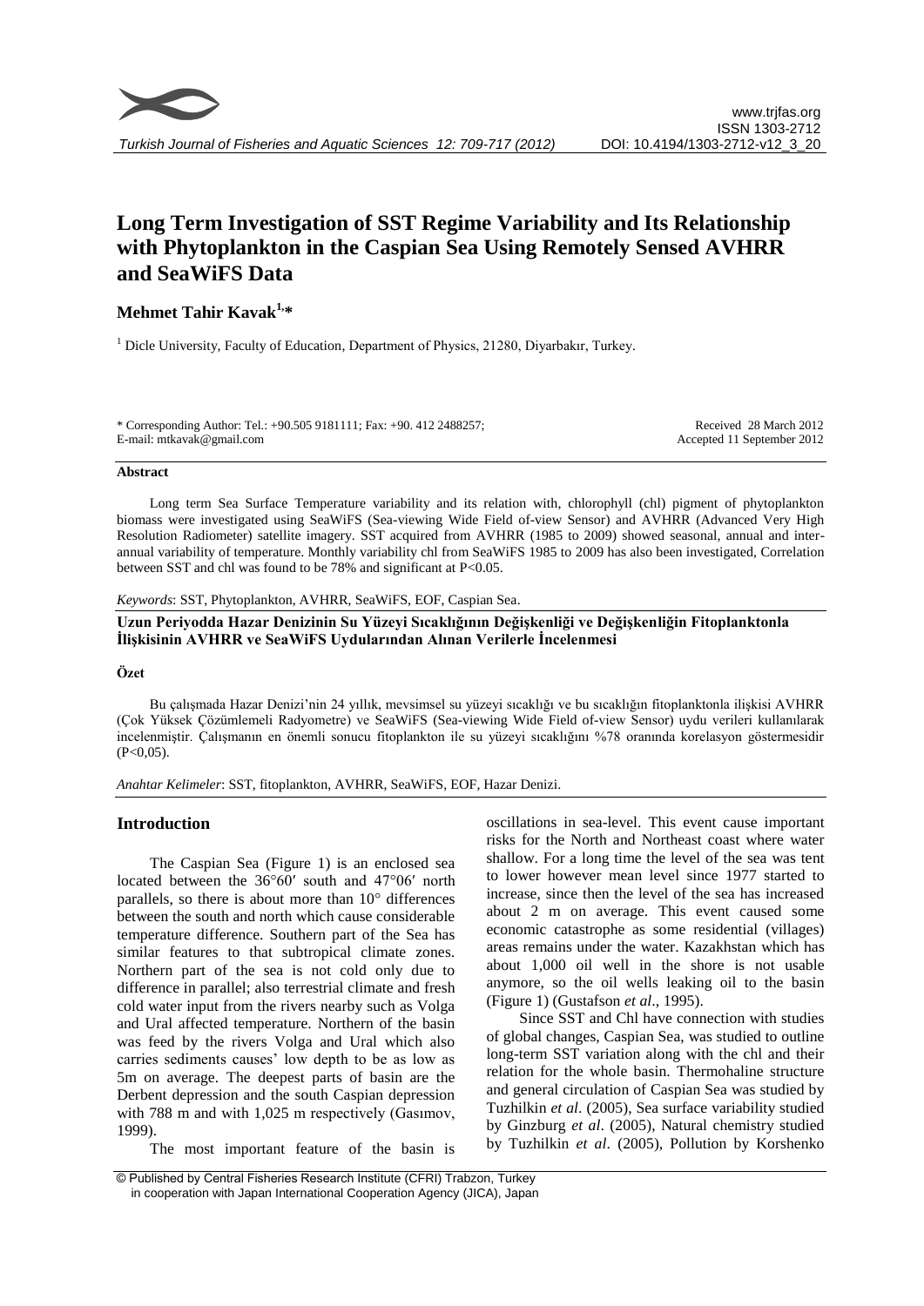# Long Term Investigation of SST Regime Variability and Its Relationship with Phytoplankton in the Caspian Sea Using Remotely Sensed AVHRR and SeaWiFS Data

## Mehmet Tahir Kavak[1,*]

[1] Dicle University, Faculty of Education, Department of Physics, 21280, Diyarbakır, Turkey.

\* Corresponding Author: Tel.: +90.505 9181111; Fax: +90. 412 2488257;
E-mail: mtkavak@gmail.com

Received 28 March 2012
Accepted 11 September 2012

### Abstract

Long term Sea Surface Temperature variability and its relation with, chlorophyll (chl) pigment of phytoplankton biomass were investigated using SeaWiFS (Sea-viewing Wide Field of-view Sensor) and AVHRR (Advanced Very High Resolution Radiometer) satellite imagery. SST acquired from AVHRR (1985 to 2009) showed seasonal, annual and inter-annual variability of temperature. Monthly variability chl from SeaWiFS 1985 to 2009 has also been investigated, Correlation between SST and chl was found to be 78% and significant at P<0.05.

*Keywords*: SST, Phytoplankton, AVHRR, SeaWiFS, EOF, Caspian Sea.

**Uzun Periyodda Hazar Denizinin Su Yüzeyi Sıcaklığının Değişkenliği ve Değişkenliğin Fitoplanktonla İlişkisinin AVHRR ve SeaWiFS Uydularından Alınan Verilerle İncelenmesi**

### Özet

Bu çalışmada Hazar Denizi'nin 24 yıllık, mevsimsel su yüzeyi sıcaklığı ve bu sıcaklığın fitoplanktonla ilişkisi AVHRR (Çok Yüksek Çözümlemeli Radyometre) ve SeaWiFS (Sea-viewing Wide Field of-view Sensor) uydu verileri kullanılarak incelenmiştir. Çalışmanın en önemli sonucu fitoplankton ile su yüzeyi sıcaklığını %78 oranında korelasyon göstermesidir (P<0,05).

*Anahtar Kelimeler*: SST, fitoplankton, AVHRR, SeaWiFS, EOF, Hazar Denizi.

## Introduction

The Caspian Sea (Figure 1) is an enclosed sea located between the 36°60′ south and 47°06′ north parallels, so there is about more than 10° differences between the south and north which cause considerable temperature difference. Southern part of the Sea has similar features to that subtropical climate zones. Northern part of the sea is not cold only due to difference in parallel; also terrestrial climate and fresh cold water input from the rivers nearby such as Volga and Ural affected temperature. Northern of the basin was feed by the rivers Volga and Ural which also carries sediments causes' low depth to be as low as 5m on average. The deepest parts of basin are the Derbent depression and the south Caspian depression with 788 m and with 1,025 m respectively (Gasımov, 1999).

The most important feature of the basin is oscillations in sea-level. This event cause important risks for the North and Northeast coast where water shallow. For a long time the level of the sea was tent to lower however mean level since 1977 started to increase, since then the level of the sea has increased about 2 m on average. This event caused some economic catastrophe as some residential (villages) areas remains under the water. Kazakhstan which has about 1,000 oil well in the shore is not usable anymore, so the oil wells leaking oil to the basin (Figure 1) (Gustafson *et al*., 1995).

Since SST and Chl have connection with studies of global changes, Caspian Sea, was studied to outline long-term SST variation along with the chl and their relation for the whole basin. Thermohaline structure and general circulation of Caspian Sea was studied by Tuzhilkin *et al*. (2005), Sea surface variability studied by Ginzburg *et al*. (2005), Natural chemistry studied by Tuzhilkin *et al*. (2005), Pollution by Korshenko

© Published by Central Fisheries Research Institute (CFRI) Trabzon, Turkey in cooperation with Japan International Cooperation Agency (JICA), Japan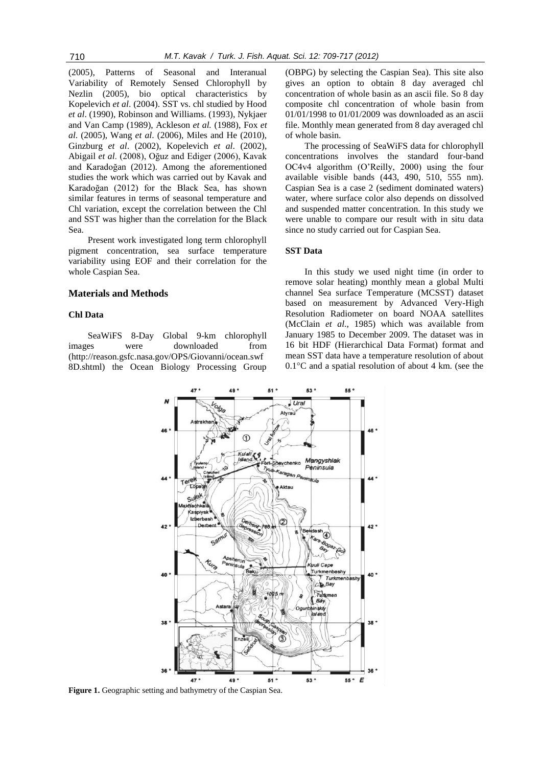(2005), Patterns of Seasonal and Interanual Variability of Remotely Sensed Chlorophyll by Nezlin (2005), bio optical characteristics by Kopelevich *et al*. (2004). SST vs. chl studied by Hood *et al*. (1990), Robinson and Williams. (1993), Nykjaer and Van Camp (1989), Ackleson *et al.* (1988), Fox *et al*. (2005), Wang *et al*. (2006), Miles and He (2010), Ginzburg *et al*. (2002), Kopelevich *et al*. (2002), Abigail *et al*. (2008), Oğuz and Ediger (2006), Kavak and Karadoğan (2012). Among the aforementioned studies the work which was carried out by Kavak and Karadoğan (2012) for the Black Sea, has shown similar features in terms of seasonal temperature and Chl variation, except the correlation between the Chl and SST was higher than the correlation for the Black Sea.

Present work investigated long term chlorophyll pigment concentration, sea surface temperature variability using EOF and their correlation for the whole Caspian Sea.

## Materials and Methods

### Chl Data

SeaWiFS 8-Day Global 9-km chlorophyll images were downloaded from (http://reason.gsfc.nasa.gov/OPS/Giovanni/ocean.swf 8D.shtml) the Ocean Biology Processing Group (OBPG) by selecting the Caspian Sea). This site also gives an option to obtain 8 day averaged chl concentration of whole basin as an ascii file. So 8 day composite chl concentration of whole basin from 01/01/1998 to 01/01/2009 was downloaded as an ascii file. Monthly mean generated from 8 day averaged chl of whole basin.

The processing of SeaWiFS data for chlorophyll concentrations involves the standard four-band OC4v4 algorithm (O'Reilly, 2000) using the four available visible bands (443, 490, 510, 555 nm). Caspian Sea is a case 2 (sediment dominated waters) water, where surface color also depends on dissolved and suspended matter concentration. In this study we were unable to compare our result with in situ data since no study carried out for Caspian Sea.

### SST Data

In this study we used night time (in order to remove solar heating) monthly mean a global Multi channel Sea surface Temperature (MCSST) dataset based on measurement by Advanced Very-High Resolution Radiometer on board NOAA satellites (McClain *et al*., 1985) which was available from January 1985 to December 2009. The dataset was in 16 bit HDF (Hierarchical Data Format) format and mean SST data have a temperature resolution of about 0.1°C and a spatial resolution of about 4 km. (see the

**Figure 1.** Geographic setting and bathymetry of the Caspian Sea.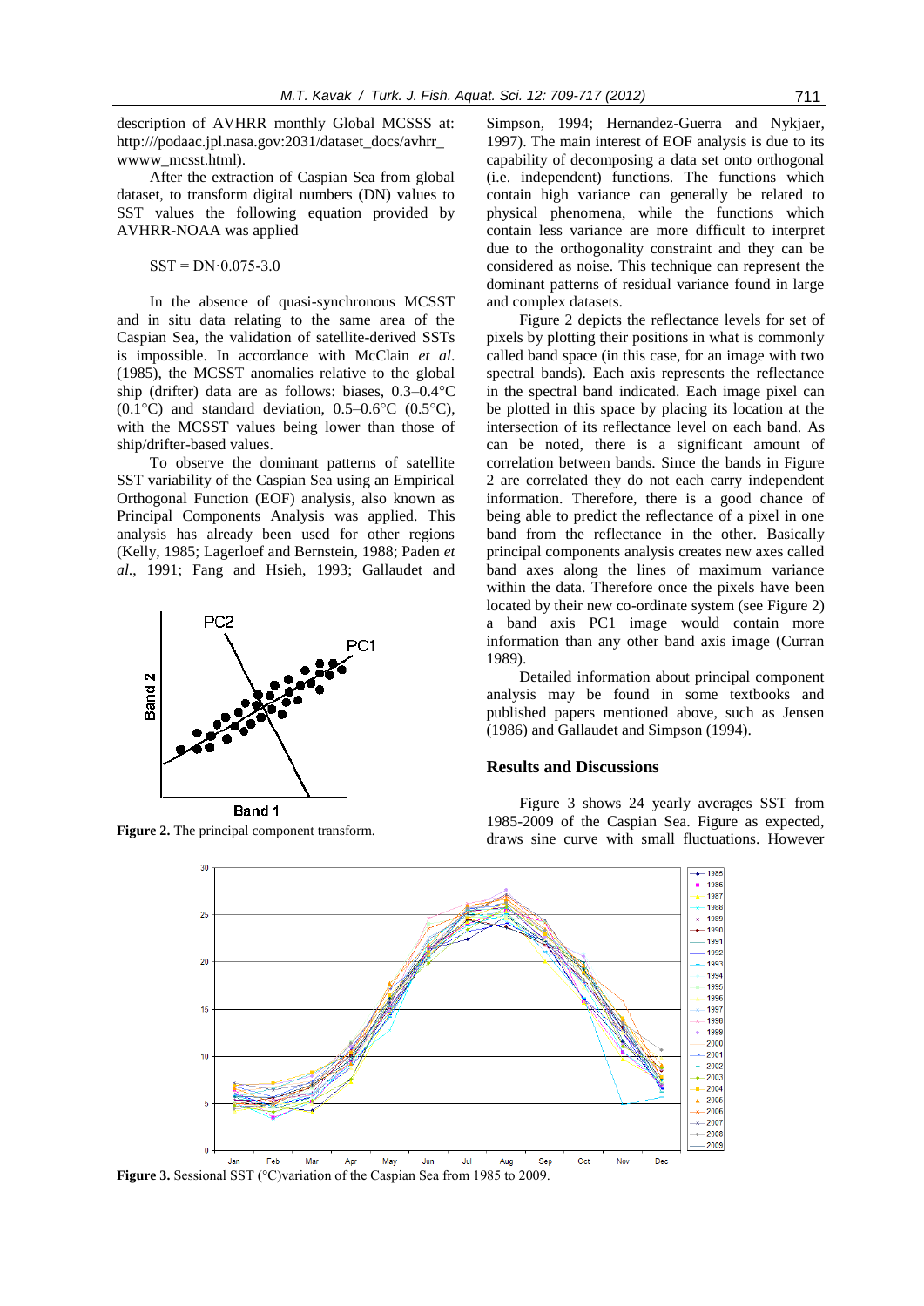description of AVHRR monthly Global MCSSS at: http:///podaac.jpl.nasa.gov:2031/dataset_docs/avhrr_wwww_mcsst.html).

After the extraction of Caspian Sea from global dataset, to transform digital numbers (DN) values to SST values the following equation provided by AVHRR-NOAA was applied

$$SST = DN \cdot 0.075 - 3.0$$

In the absence of quasi-synchronous MCSST and in situ data relating to the same area of the Caspian Sea, the validation of satellite-derived SSTs is impossible. In accordance with McClain *et al*. (1985), the MCSST anomalies relative to the global ship (drifter) data are as follows: biases, 0.3–0.4°C (0.1°C) and standard deviation, 0.5–0.6°C (0.5°C), with the MCSST values being lower than those of ship/drifter-based values.

To observe the dominant patterns of satellite SST variability of the Caspian Sea using an Empirical Orthogonal Function (EOF) analysis, also known as Principal Components Analysis was applied. This analysis has already been used for other regions (Kelly, 1985; Lagerloef and Bernstein, 1988; Paden *et al*., 1991; Fang and Hsieh, 1993; Gallaudet and Simpson, 1994; Hernandez-Guerra and Nykjaer, 1997). The main interest of EOF analysis is due to its capability of decomposing a data set onto orthogonal (i.e. independent) functions. The functions which contain high variance can generally be related to physical phenomena, while the functions which contain less variance are more difficult to interpret due to the orthogonality constraint and they can be considered as noise. This technique can represent the dominant patterns of residual variance found in large and complex datasets.

**Figure 2.** The principal component transform.

Figure 2 depicts the reflectance levels for set of pixels by plotting their positions in what is commonly called band space (in this case, for an image with two spectral bands). Each axis represents the reflectance in the spectral band indicated. Each image pixel can be plotted in this space by placing its location at the intersection of its reflectance level on each band. As can be noted, there is a significant amount of correlation between bands. Since the bands in Figure 2 are correlated they do not each carry independent information. Therefore, there is a good chance of being able to predict the reflectance of a pixel in one band from the reflectance in the other. Basically principal components analysis creates new axes called band axes along the lines of maximum variance within the data. Therefore once the pixels have been located by their new co-ordinate system (see Figure 2) a band axis PC1 image would contain more information than any other band axis image (Curran 1989).

Detailed information about principal component analysis may be found in some textbooks and published papers mentioned above, such as Jensen (1986) and Gallaudet and Simpson (1994).

## Results and Discussions

Figure 3 shows 24 yearly averages SST from 1985-2009 of the Caspian Sea. Figure as expected, draws sine curve with small fluctuations. However

**Figure 3.** Sessional SST (°C)variation of the Caspian Sea from 1985 to 2009.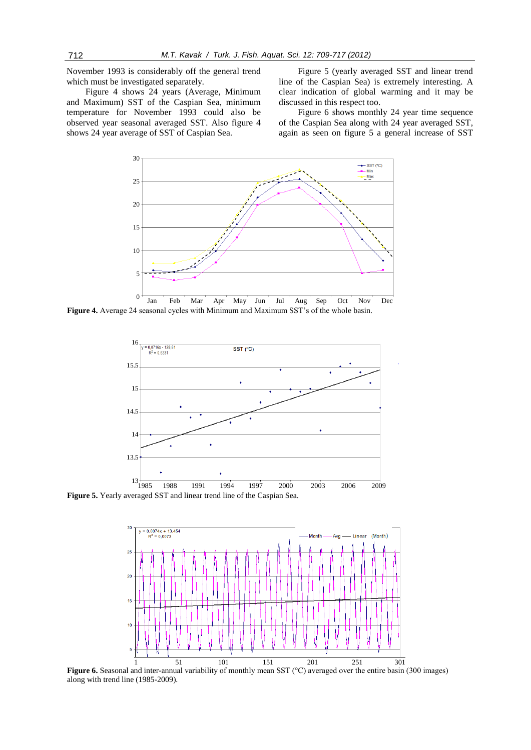November 1993 is considerably off the general trend which must be investigated separately.

Figure 4 shows 24 years (Average, Minimum and Maximum) SST of the Caspian Sea, minimum temperature for November 1993 could also be observed year seasonal averaged SST. Also figure 4 shows 24 year average of SST of Caspian Sea.

Figure 5 (yearly averaged SST and linear trend line of the Caspian Sea) is extremely interesting. A clear indication of global warming and it may be discussed in this respect too.

Figure 6 shows monthly 24 year time sequence of the Caspian Sea along with 24 year averaged SST, again as seen on figure 5 a general increase of SST

**Figure 4.** Average 24 seasonal cycles with Minimum and Maximum SST's of the whole basin.

**Figure 5.** Yearly averaged SST and linear trend line of the Caspian Sea.

**Figure 6.** Seasonal and inter-annual variability of monthly mean SST (°C) averaged over the entire basin (300 images) along with trend line (1985-2009).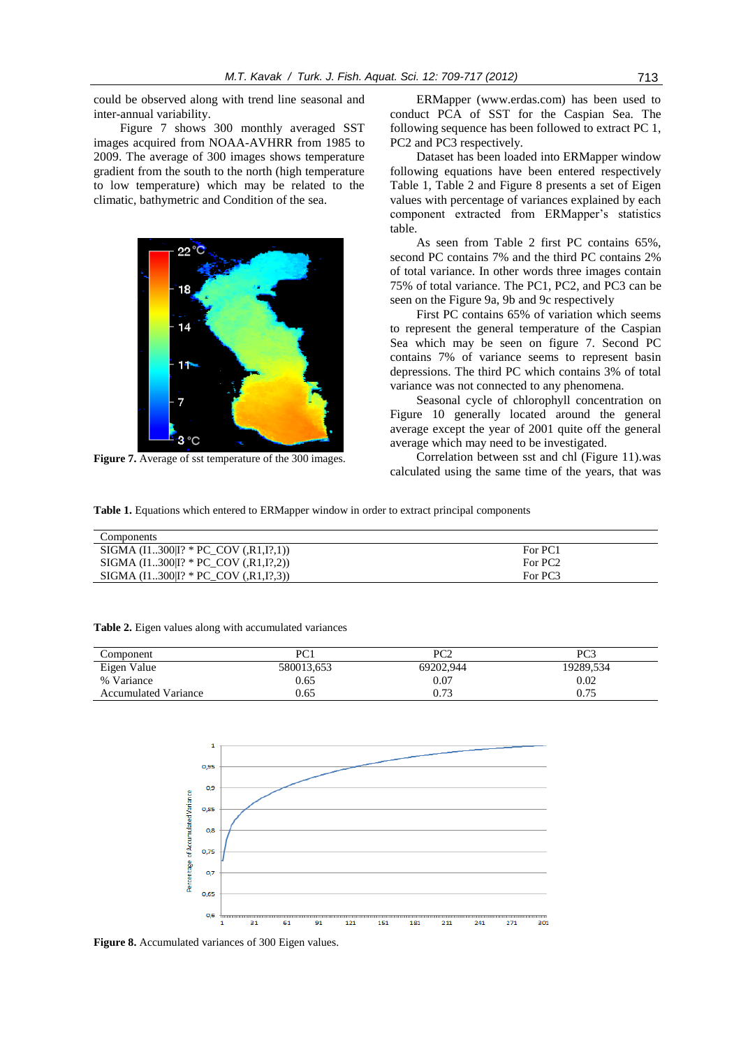could be observed along with trend line seasonal and inter-annual variability.

Figure 7 shows 300 monthly averaged SST images acquired from NOAA-AVHRR from 1985 to 2009. The average of 300 images shows temperature gradient from the south to the north (high temperature to low temperature) which may be related to the climatic, bathymetric and Condition of the sea.

**Figure 7.** Average of sst temperature of the 300 images.

ERMapper (www.erdas.com) has been used to conduct PCA of SST for the Caspian Sea. The following sequence has been followed to extract PC 1, PC2 and PC3 respectively.

Dataset has been loaded into ERMapper window following equations have been entered respectively Table 1, Table 2 and Figure 8 presents a set of Eigen values with percentage of variances explained by each component extracted from ERMapper's statistics table.

As seen from Table 2 first PC contains 65%, second PC contains 7% and the third PC contains 2% of total variance. In other words three images contain 75% of total variance. The PC1, PC2, and PC3 can be seen on the Figure 9a, 9b and 9c respectively

First PC contains 65% of variation which seems to represent the general temperature of the Caspian Sea which may be seen on figure 7. Second PC contains 7% of variance seems to represent basin depressions. The third PC which contains 3% of total variance was not connected to any phenomena.

Seasonal cycle of chlorophyll concentration on Figure 10 generally located around the general average except the year of 2001 quite off the general average which may need to be investigated.

Correlation between sst and chl (Figure 11).was calculated using the same time of the years, that was

**Table 1.** Equations which entered to ERMapper window in order to extract principal components

| Components | |
|---|---|
| SIGMA (I1..300\|I? * PC_COV (,R1,I?,1)) | For PC1 |
| SIGMA (I1..300\|I? * PC_COV (,R1,I?,2)) | For PC2 |
| SIGMA (I1..300\|I? * PC_COV (,R1,I?,3)) | For PC3 |

**Table 2.** Eigen values along with accumulated variances

| Component | PC1 | PC2 | PC3 |
|---|---|---|---|
| Eigen Value | 580013,653 | 69202,944 | 19289,534 |
| % Variance | 0.65 | 0.07 | 0.02 |
| Accumulated Variance | 0.65 | 0.73 | 0.75 |

**Figure 8.** Accumulated variances of 300 Eigen values.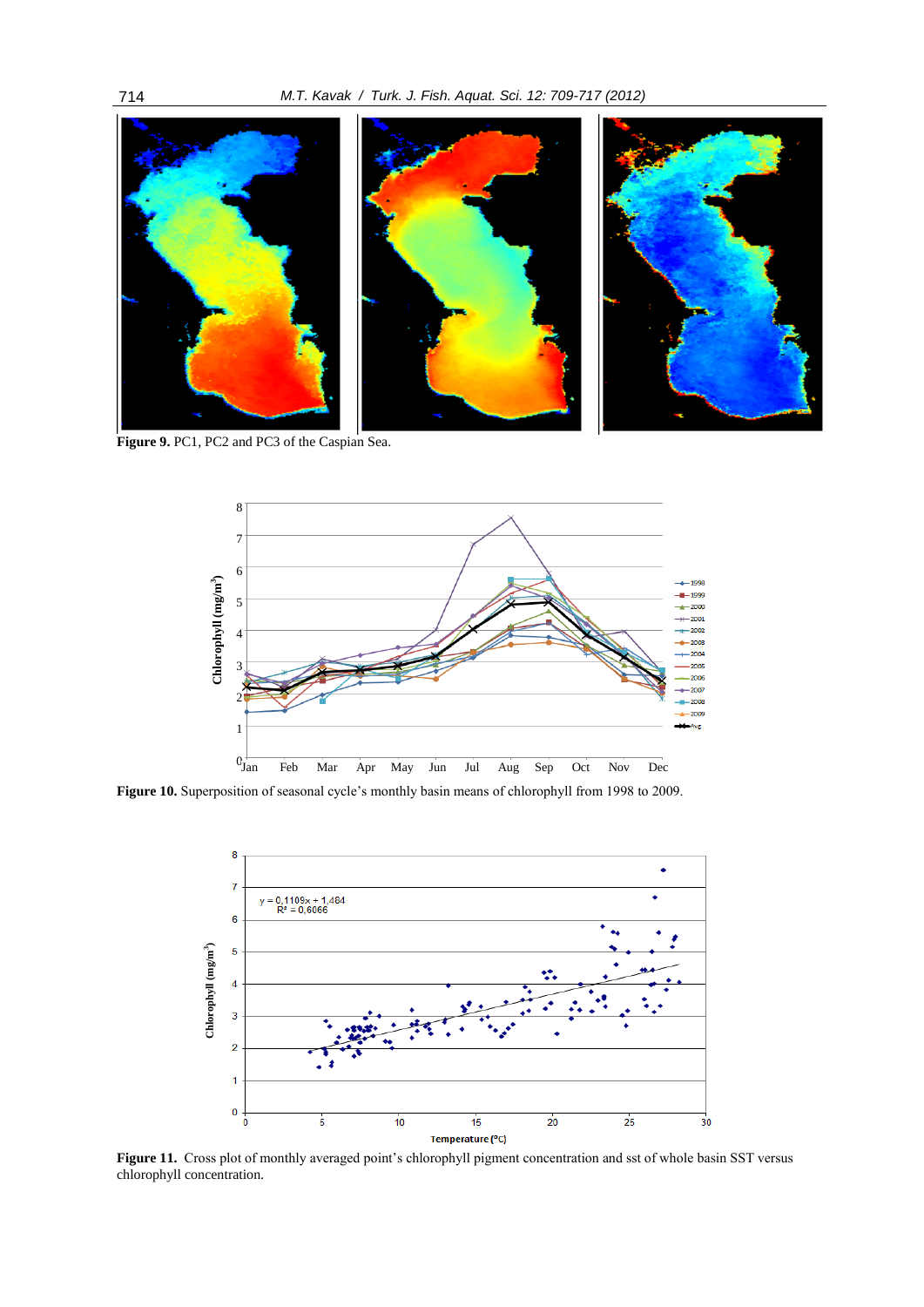**Figure 9.** PC1, PC2 and PC3 of the Caspian Sea.

**Figure 10.** Superposition of seasonal cycle's monthly basin means of chlorophyll from 1998 to 2009.

**Figure 11.** Cross plot of monthly averaged point's chlorophyll pigment concentration and sst of whole basin SST versus chlorophyll concentration.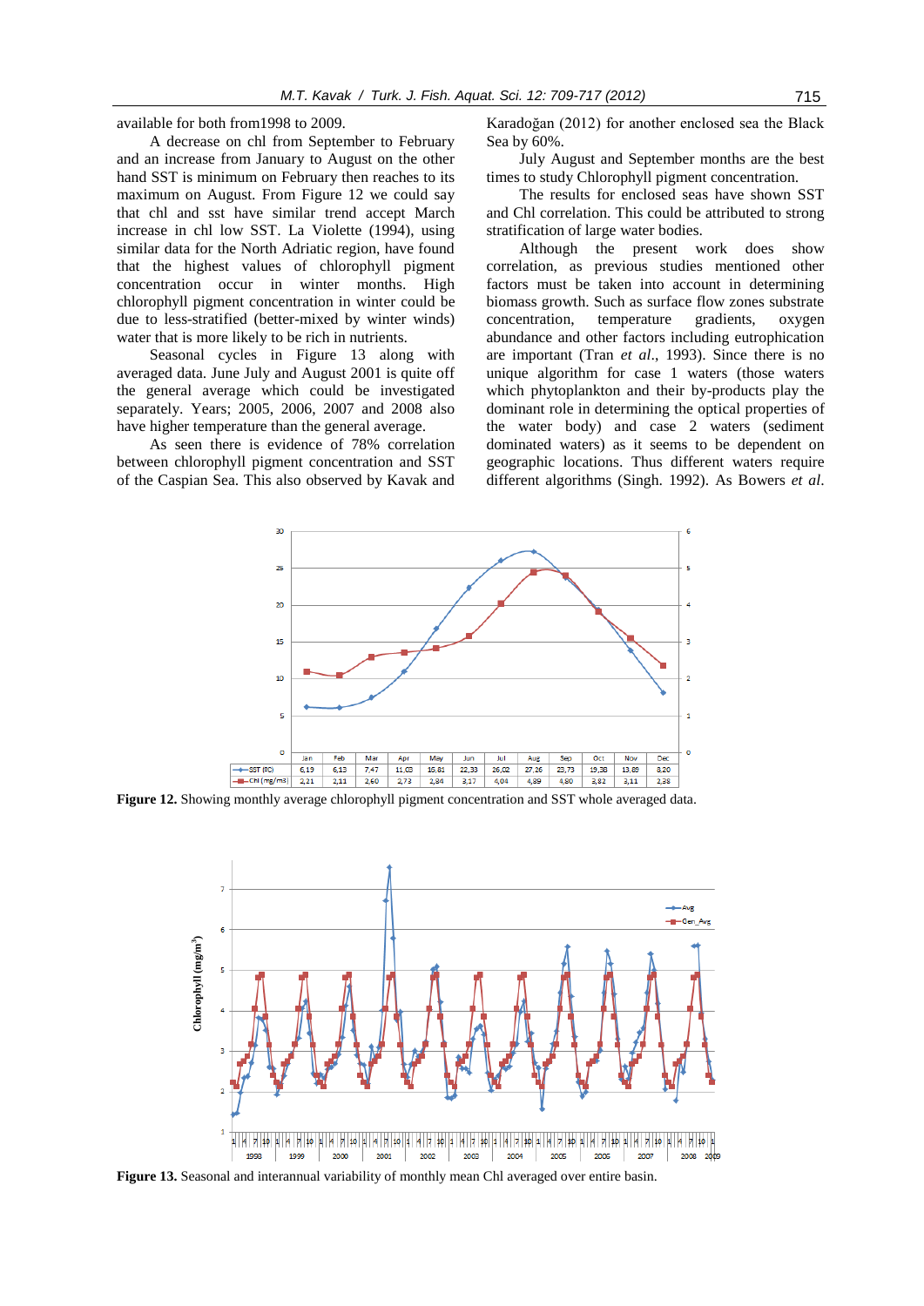available for both from1998 to 2009.

A decrease on chl from September to February and an increase from January to August on the other hand SST is minimum on February then reaches to its maximum on August. From Figure 12 we could say that chl and sst have similar trend accept March increase in chl low SST. La Violette (1994), using similar data for the North Adriatic region, have found that the highest values of chlorophyll pigment concentration occur in winter months. High chlorophyll pigment concentration in winter could be due to less-stratified (better-mixed by winter winds) water that is more likely to be rich in nutrients.

Seasonal cycles in Figure 13 along with averaged data. June July and August 2001 is quite off the general average which could be investigated separately. Years; 2005, 2006, 2007 and 2008 also have higher temperature than the general average.

As seen there is evidence of 78% correlation between chlorophyll pigment concentration and SST of the Caspian Sea. This also observed by Kavak and Karadoğan (2012) for another enclosed sea the Black Sea by 60%.

July August and September months are the best times to study Chlorophyll pigment concentration.

The results for enclosed seas have shown SST and Chl correlation. This could be attributed to strong stratification of large water bodies.

Although the present work does show correlation, as previous studies mentioned other factors must be taken into account in determining biomass growth. Such as surface flow zones substrate concentration, temperature gradients, oxygen abundance and other factors including eutrophication are important (Tran *et al*., 1993). Since there is no unique algorithm for case 1 waters (those waters which phytoplankton and their by-products play the dominant role in determining the optical properties of the water body) and case 2 waters (sediment dominated waters) as it seems to be dependent on geographic locations. Thus different waters require different algorithms (Singh. 1992). As Bowers *et al*.

| | Jan | Feb | Mar | Apr | May | Jun | Jul | Aug | Sep | Oct | Nov | Dec |
|---|---|---|---|---|---|---|---|---|---|---|---|---|
| SST (BC) | 6,19 | 6,13 | 7,47 | 11,03 | 16,81 | 22,33 | 26,02 | 27,26 | 23,73 | 19,38 | 13,89 | 8,20 |
| Chl (mg/m3) | 2,21 | 2,11 | 2,60 | 2,73 | 2,84 | 3,17 | 4,04 | 4,89 | 4,80 | 3,82 | 3,11 | 2,38 |

**Figure 12.** Showing monthly average chlorophyll pigment concentration and SST whole averaged data.

**Figure 13.** Seasonal and interannual variability of monthly mean Chl averaged over entire basin.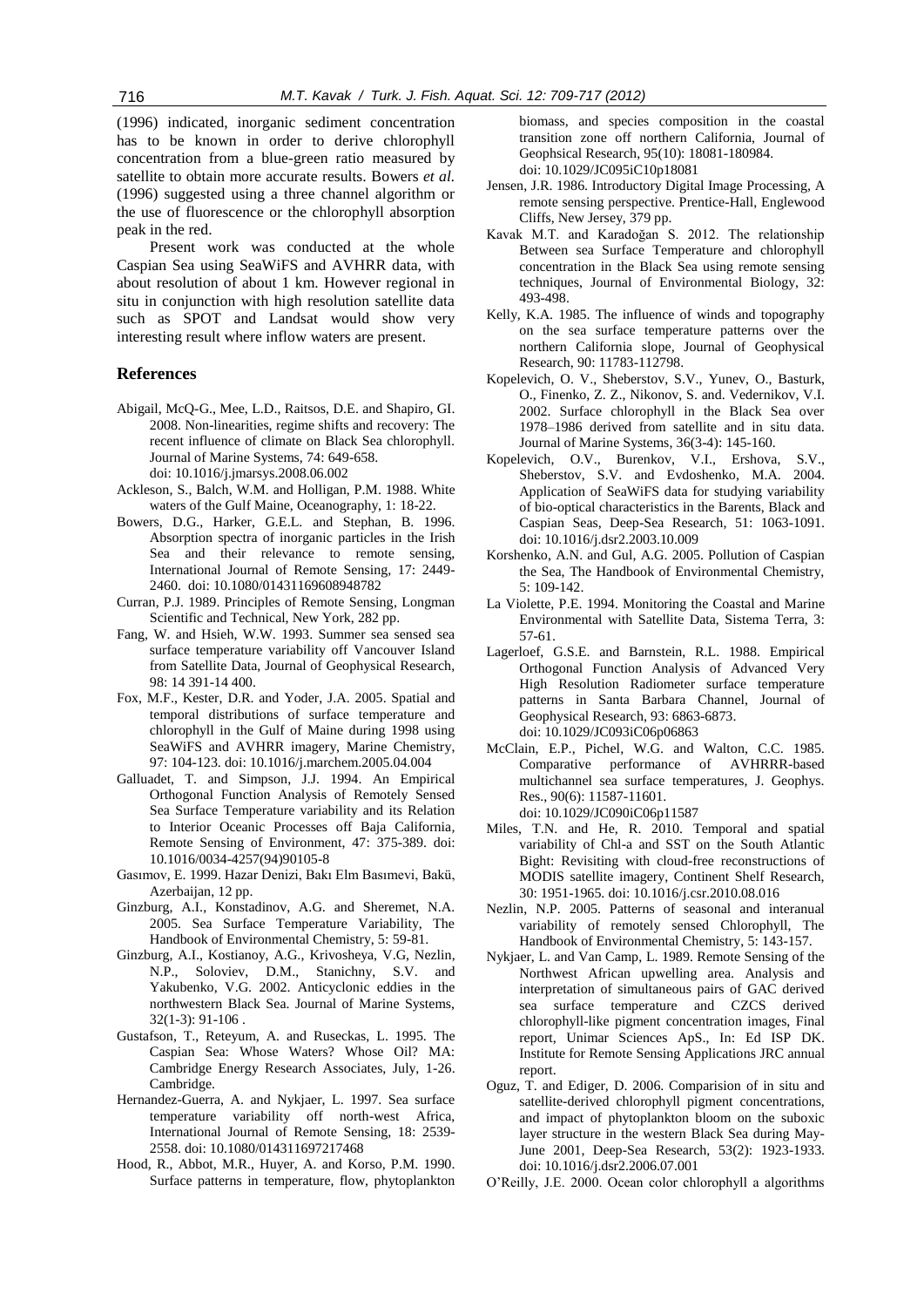(1996) indicated, inorganic sediment concentration has to be known in order to derive chlorophyll concentration from a blue-green ratio measured by satellite to obtain more accurate results. Bowers *et al.* (1996) suggested using a three channel algorithm or the use of fluorescence or the chlorophyll absorption peak in the red.

Present work was conducted at the whole Caspian Sea using SeaWiFS and AVHRR data, with about resolution of about 1 km. However regional in situ in conjunction with high resolution satellite data such as SPOT and Landsat would show very interesting result where inflow waters are present.

## References

Abigail, McQ-G., Mee, L.D., Raitsos, D.E. and Shapiro, GI. 2008. Non-linearities, regime shifts and recovery: The recent influence of climate on Black Sea chlorophyll. Journal of Marine Systems, 74: 649-658. doi: 10.1016/j.jmarsys.2008.06.002

Ackleson, S., Balch, W.M. and Holligan, P.M. 1988. White waters of the Gulf Maine, Oceanography, 1: 18-22.

Bowers, D.G., Harker, G.E.L. and Stephan, B. 1996. Absorption spectra of inorganic particles in the Irish Sea and their relevance to remote sensing, International Journal of Remote Sensing, 17: 2449-2460. doi: 10.1080/01431169608948782

Curran, P.J. 1989. Principles of Remote Sensing, Longman Scientific and Technical, New York, 282 pp.

Fang, W. and Hsieh, W.W. 1993. Summer sea sensed sea surface temperature variability off Vancouver Island from Satellite Data, Journal of Geophysical Research, 98: 14 391-14 400.

Fox, M.F., Kester, D.R. and Yoder, J.A. 2005. Spatial and temporal distributions of surface temperature and chlorophyll in the Gulf of Maine during 1998 using SeaWiFS and AVHRR imagery, Marine Chemistry, 97: 104-123. doi: 10.1016/j.marchem.2005.04.004

Galluadet, T. and Simpson, J.J. 1994. An Empirical Orthogonal Function Analysis of Remotely Sensed Sea Surface Temperature variability and its Relation to Interior Oceanic Processes off Baja California, Remote Sensing of Environment, 47: 375-389. doi: 10.1016/0034-4257(94)90105-8

Gasımov, E. 1999. Hazar Denizi, Bakı Elm Basımevi, Bakü, Azerbaijan, 12 pp.

Ginzburg, A.I., Konstadinov, A.G. and Sheremet, N.A. 2005. Sea Surface Temperature Variability, The Handbook of Environmental Chemistry, 5: 59-81.

Ginzburg, A.I., Kostianoy, A.G., Krivosheya, V.G, Nezlin, N.P., Soloviev, D.M., Stanichny, S.V. and Yakubenko, V.G. 2002. Anticyclonic eddies in the northwestern Black Sea. Journal of Marine Systems, 32(1-3): 91-106 .

Gustafson, T., Reteyum, A. and Ruseckas, L. 1995. The Caspian Sea: Whose Waters? Whose Oil? MA: Cambridge Energy Research Associates, July, 1-26. Cambridge.

Hernandez-Guerra, A. and Nykjaer, L. 1997. Sea surface temperature variability off north-west Africa, International Journal of Remote Sensing, 18: 2539-2558. doi: 10.1080/014311697217468

Hood, R., Abbot, M.R., Huyer, A. and Korso, P.M. 1990. Surface patterns in temperature, flow, phytoplankton biomass, and species composition in the coastal transition zone off northern California, Journal of Geophsical Research, 95(10): 18081-180984. doi: 10.1029/JC095iC10p18081

Jensen, J.R. 1986. Introductory Digital Image Processing, A remote sensing perspective. Prentice-Hall, Englewood Cliffs, New Jersey, 379 pp.

Kavak M.T. and Karadoğan S. 2012. The relationship Between sea Surface Temperature and chlorophyll concentration in the Black Sea using remote sensing techniques, Journal of Environmental Biology, 32: 493-498.

Kelly, K.A. 1985. The influence of winds and topography on the sea surface temperature patterns over the northern California slope, Journal of Geophysical Research, 90: 11783-112798.

Kopelevich, O. V., Sheberstov, S.V., Yunev, O., Basturk, O., Finenko, Z. Z., Nikonov, S. and. Vedernikov, V.I. 2002. Surface chlorophyll in the Black Sea over 1978–1986 derived from satellite and in situ data. Journal of Marine Systems, 36(3-4): 145-160.

Kopelevich, O.V., Burenkov, V.I., Ershova, S.V., Sheberstov, S.V. and Evdoshenko, M.A. 2004. Application of SeaWiFS data for studying variability of bio-optical characteristics in the Barents, Black and Caspian Seas, Deep-Sea Research, 51: 1063-1091. doi: 10.1016/j.dsr2.2003.10.009

Korshenko, A.N. and Gul, A.G. 2005. Pollution of Caspian the Sea, The Handbook of Environmental Chemistry, 5: 109-142.

La Violette, P.E. 1994. Monitoring the Coastal and Marine Environmental with Satellite Data, Sistema Terra, 3: 57-61.

Lagerloef, G.S.E. and Barnstein, R.L. 1988. Empirical Orthogonal Function Analysis of Advanced Very High Resolution Radiometer surface temperature patterns in Santa Barbara Channel, Journal of Geophysical Research, 93: 6863-6873. doi: 10.1029/JC093iC06p06863

McClain, E.P., Pichel, W.G. and Walton, C.C. 1985. Comparative performance of AVHRRR-based multichannel sea surface temperatures, J. Geophys. Res., 90(6): 11587-11601. doi: 10.1029/JC090iC06p11587

Miles, T.N. and He, R. 2010. Temporal and spatial variability of Chl-a and SST on the South Atlantic Bight: Revisiting with cloud-free reconstructions of MODIS satellite imagery, Continent Shelf Research, 30: 1951-1965. doi: 10.1016/j.csr.2010.08.016

Nezlin, N.P. 2005. Patterns of seasonal and interanual variability of remotely sensed Chlorophyll, The Handbook of Environmental Chemistry, 5: 143-157.

Nykjaer, L. and Van Camp, L. 1989. Remote Sensing of the Northwest African upwelling area. Analysis and interpretation of simultaneous pairs of GAC derived sea surface temperature and CZCS derived chlorophyll-like pigment concentration images, Final report, Unimar Sciences ApS., In: Ed ISP DK. Institute for Remote Sensing Applications JRC annual report.

Oguz, T. and Ediger, D. 2006. Comparision of in situ and satellite-derived chlorophyll pigment concentrations, and impact of phytoplankton bloom on the suboxic layer structure in the western Black Sea during May-June 2001, Deep-Sea Research, 53(2): 1923-1933. doi: 10.1016/j.dsr2.2006.07.001

O'Reilly, J.E. 2000. Ocean color chlorophyll a algorithms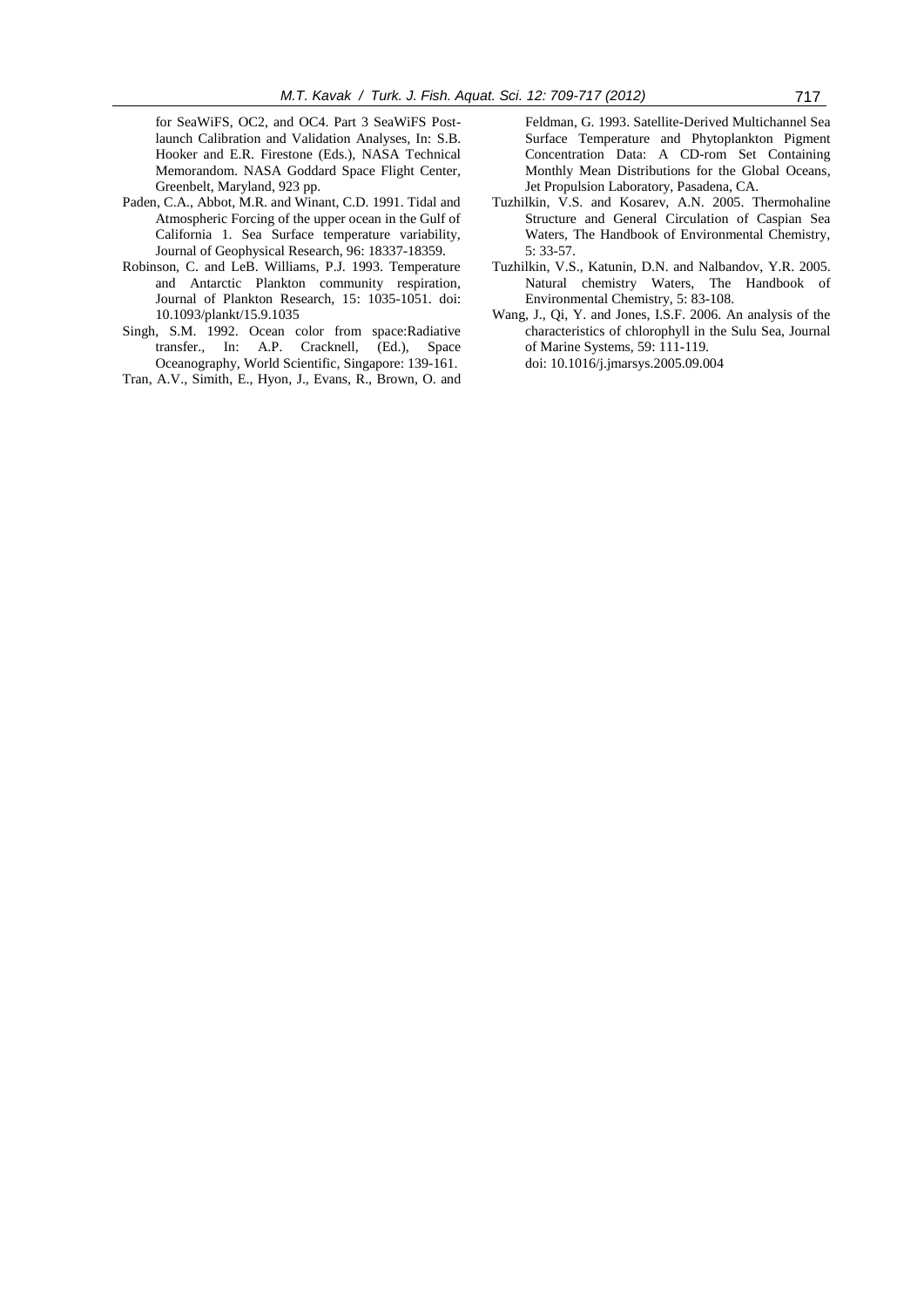for SeaWiFS, OC2, and OC4. Part 3 SeaWiFS Post-launch Calibration and Validation Analyses, In: S.B. Hooker and E.R. Firestone (Eds.), NASA Technical Memorandom. NASA Goddard Space Flight Center, Greenbelt, Maryland, 923 pp.

Paden, C.A., Abbot, M.R. and Winant, C.D. 1991. Tidal and Atmospheric Forcing of the upper ocean in the Gulf of California 1. Sea Surface temperature variability, Journal of Geophysical Research, 96: 18337-18359.

Robinson, C. and LeB. Williams, P.J. 1993. Temperature and Antarctic Plankton community respiration, Journal of Plankton Research, 15: 1035-1051. doi: 10.1093/plankt/15.9.1035

Singh, S.M. 1992. Ocean color from space:Radiative transfer., In: A.P. Cracknell, (Ed.), Space Oceanography, World Scientific, Singapore: 139-161.

Tran, A.V., Simith, E., Hyon, J., Evans, R., Brown, O. and Feldman, G. 1993. Satellite-Derived Multichannel Sea Surface Temperature and Phytoplankton Pigment Concentration Data: A CD-rom Set Containing Monthly Mean Distributions for the Global Oceans, Jet Propulsion Laboratory, Pasadena, CA.

Tuzhilkin, V.S. and Kosarev, A.N. 2005. Thermohaline Structure and General Circulation of Caspian Sea Waters, The Handbook of Environmental Chemistry, 5: 33-57.

Tuzhilkin, V.S., Katunin, D.N. and Nalbandov, Y.R. 2005. Natural chemistry Waters, The Handbook of Environmental Chemistry, 5: 83-108.

Wang, J., Qi, Y. and Jones, I.S.F. 2006. An analysis of the characteristics of chlorophyll in the Sulu Sea, Journal of Marine Systems, 59: 111-119. doi: 10.1016/j.jmarsys.2005.09.004